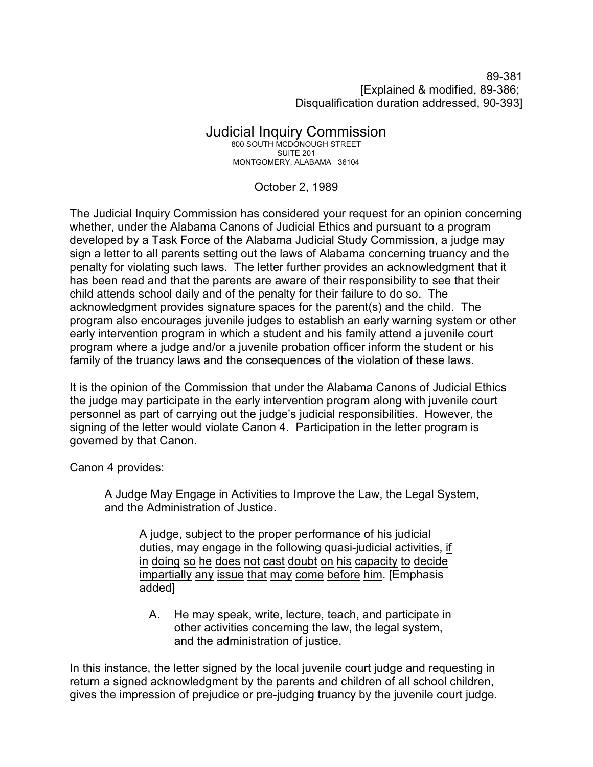89-381
[Explained & modified, 89-386;
Disqualification duration addressed, 90-393]

# Judicial Inquiry Commission

800 SOUTH MCDONOUGH STREET
SUITE 201
MONTGOMERY, ALABAMA 36104

October 2, 1989

The Judicial Inquiry Commission has considered your request for an opinion concerning whether, under the Alabama Canons of Judicial Ethics and pursuant to a program developed by a Task Force of the Alabama Judicial Study Commission, a judge may sign a letter to all parents setting out the laws of Alabama concerning truancy and the penalty for violating such laws. The letter further provides an acknowledgment that it has been read and that the parents are aware of their responsibility to see that their child attends school daily and of the penalty for their failure to do so. The acknowledgment provides signature spaces for the parent(s) and the child. The program also encourages juvenile judges to establish an early warning system or other early intervention program in which a student and his family attend a juvenile court program where a judge and/or a juvenile probation officer inform the student or his family of the truancy laws and the consequences of the violation of these laws.

It is the opinion of the Commission that under the Alabama Canons of Judicial Ethics the judge may participate in the early intervention program along with juvenile court personnel as part of carrying out the judge's judicial responsibilities. However, the signing of the letter would violate Canon 4. Participation in the letter program is governed by that Canon.

Canon 4 provides:

> A Judge May Engage in Activities to Improve the Law, the Legal System, and the Administration of Justice.
>
> > A judge, subject to the proper performance of his judicial duties, may engage in the following quasi-judicial activities, <u>if in doing so he does not cast doubt on his capacity to decide impartially any issue that may come before him</u>. [Emphasis added]
> >
> > A. He may speak, write, lecture, teach, and participate in other activities concerning the law, the legal system, and the administration of justice.

In this instance, the letter signed by the local juvenile court judge and requesting in return a signed acknowledgment by the parents and children of all school children, gives the impression of prejudice or pre-judging truancy by the juvenile court judge.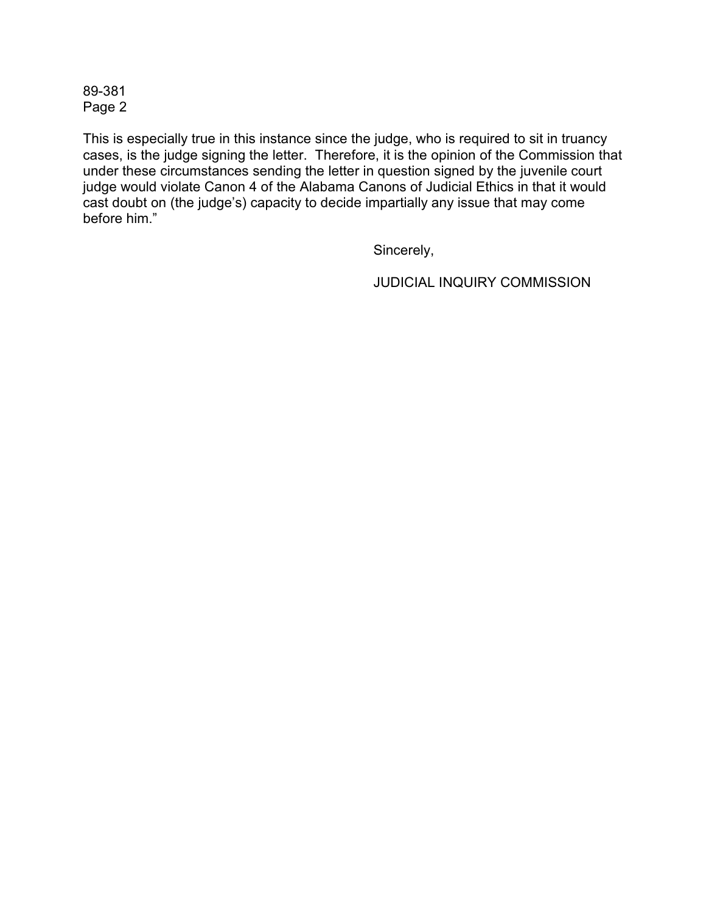This is especially true in this instance since the judge, who is required to sit in truancy cases, is the judge signing the letter. Therefore, it is the opinion of the Commission that under these circumstances sending the letter in question signed by the juvenile court judge would violate Canon 4 of the Alabama Canons of Judicial Ethics in that it would cast doubt on (the judge's) capacity to decide impartially any issue that may come before him."

Sincerely,

JUDICIAL INQUIRY COMMISSION